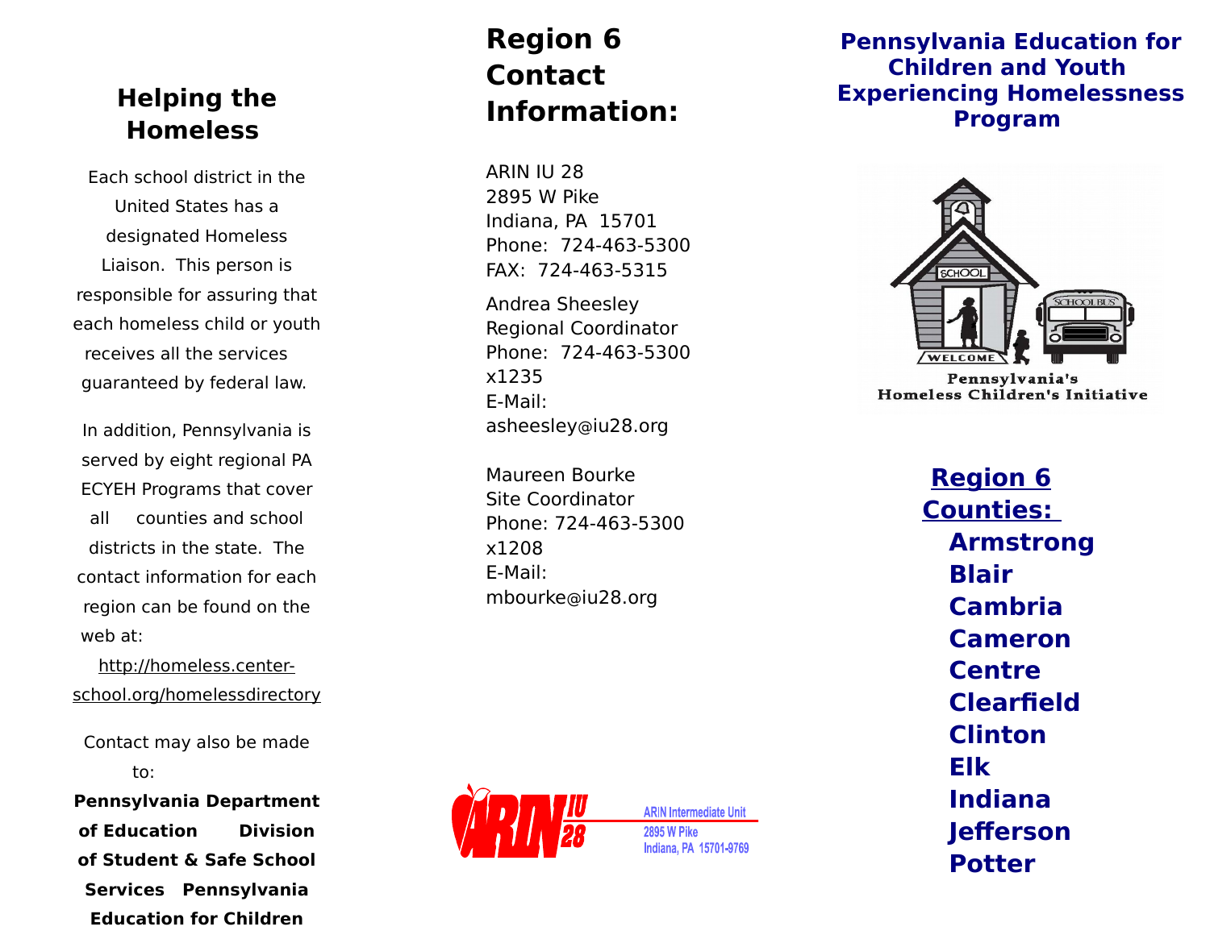## Helping the Homeless

Each school district in the United States has a designated Homeless Liaison. This person is responsible for assuring that each homeless child or youth receives all the services guaranteed by federal law.

In addition, Pennsylvania is served by eight regional PA ECYEH Programs that cover all counties and school districts in the state. The contact information for each region can be found on the web at:

http://homeless.center-school.org/homelessdirectory

Contact may also be made to:

**Pennsylvania Department of Education Division of Student & Safe School Services Pennsylvania Education for Children**

# Region 6 Contact Information:

ARIN IU 28
2895 W Pike
Indiana, PA 15701
Phone: 724-463-5300
FAX: 724-463-5315

Andrea Sheesley
Regional Coordinator
Phone: 724-463-5300 x1235
E-Mail: asheesley@iu28.org

Maureen Bourke
Site Coordinator
Phone: 724-463-5300 x1208
E-Mail: mbourke@iu28.org

ARIN IU 28

ARIN Intermediate Unit
2895 W Pike
Indiana, PA 15701-9769

## Pennsylvania Education for Children and Youth Experiencing Homelessness Program

Pennsylvania's Homeless Children's Initiative

**Region 6 Counties:**

**Armstrong**
**Blair**
**Cambria**
**Cameron**
**Centre**
**Clearfield**
**Clinton**
**Elk**
**Indiana**
**Jefferson**
**Potter**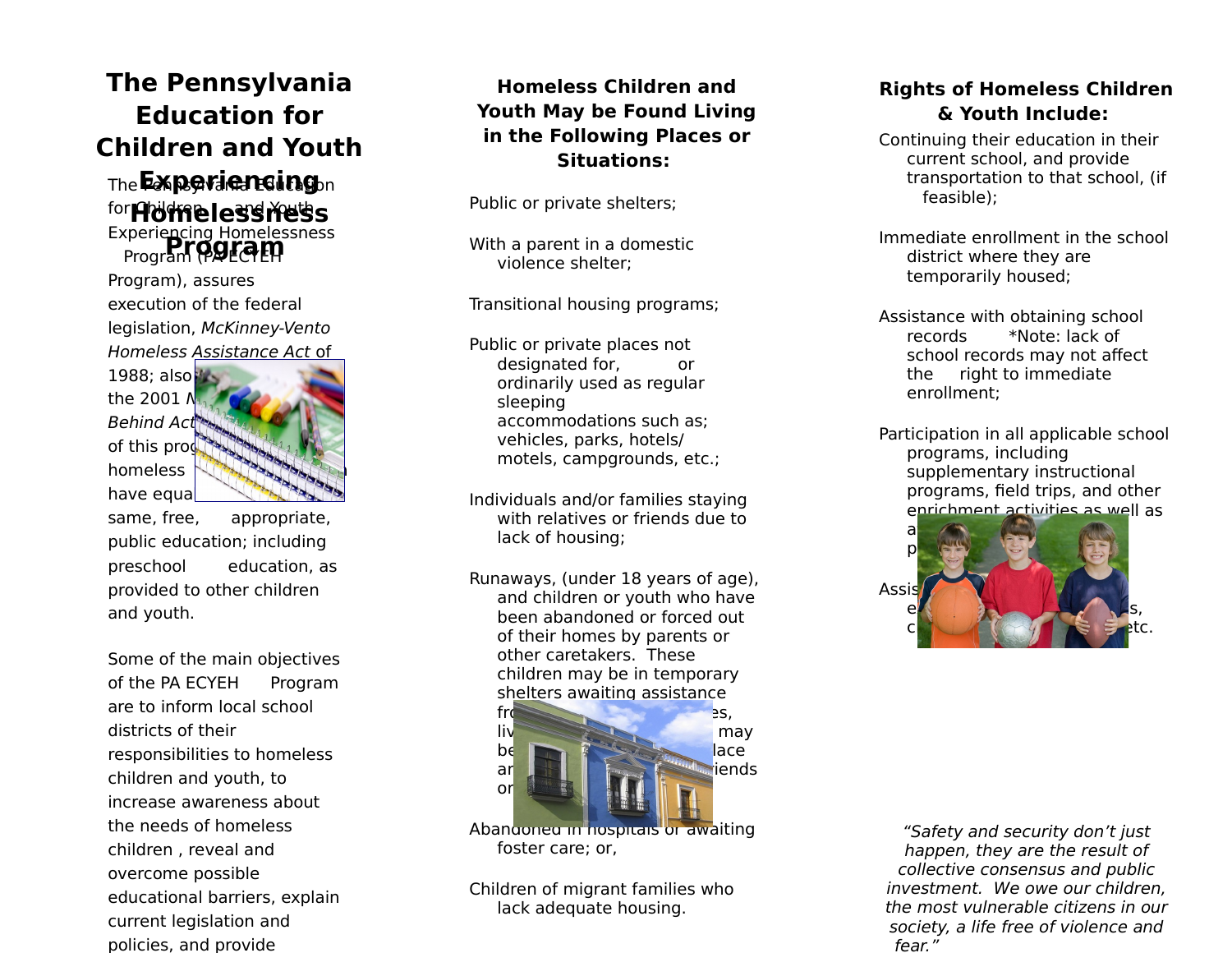# The Pennsylvania Education for Children and Youth Experiencing Homelessness Program

The Pennsylvania Education for Children and Youth Experiencing Homelessness Program (PA ECYEH Program), assures execution of the federal legislation, *McKinney-Vento Homeless Assistance Act* of 1988; also the 2001 *N... Behind Act* ... of this prog... homeless ... have equa... same, free, appropriate, public education; including preschool education, as provided to other children and youth.

Some of the main objectives of the PA ECYEH Program are to inform local school districts of their responsibilities to homeless children and youth, to increase awareness about the needs of homeless children , reveal and overcome possible educational barriers, explain current legislation and policies, and provide

## Homeless Children and Youth May be Found Living in the Following Places or Situations:

Public or private shelters;

With a parent in a domestic violence shelter;

Transitional housing programs;

Public or private places not designated for, or ordinarily used as regular sleeping accommodations such as; vehicles, parks, hotels/ motels, campgrounds, etc.;

Individuals and/or families staying with relatives or friends due to lack of housing;

Runaways, (under 18 years of age), and children or youth who have been abandoned or forced out of their homes by parents or other caretakers. These children may be in temporary shelters awaiting assistance fr...es, liv... may be...lace an...riends or...

Abandoned in hospitals or awaiting foster care; or,

Children of migrant families who lack adequate housing.

## Rights of Homeless Children & Youth Include:

Continuing their education in their current school, and provide transportation to that school, (if feasible);

Immediate enrollment in the school district where they are temporarily housed;

Assistance with obtaining school records *Note: lack of school records may not affect the right to immediate enrollment;

Participation in all applicable school programs, including supplementary instructional programs, field trips, and other enrichment activities as well as a... p...

Assis... e...s, c...etc.

*"Safety and security don't just happen, they are the result of collective consensus and public investment. We owe our children, the most vulnerable citizens in our society, a life free of violence and fear."*